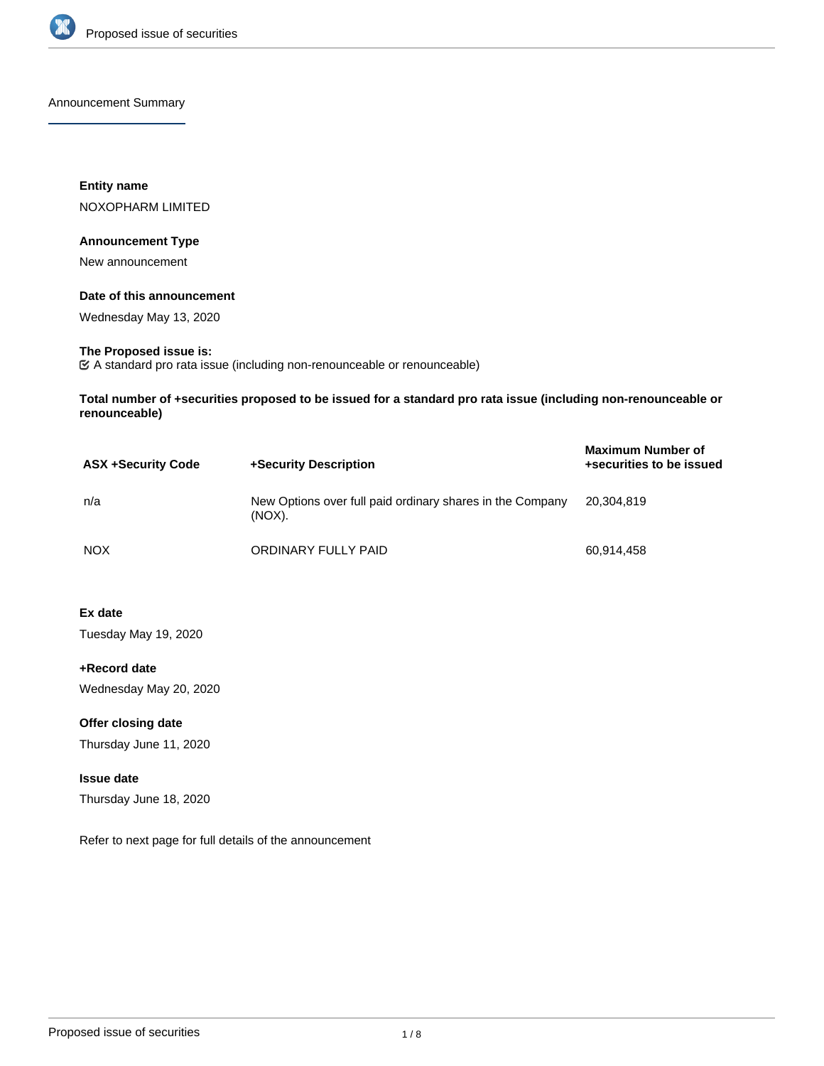Announcement Summary

**Entity name**

NOXOPHARM LIMITED

**Announcement Type**

New announcement

**Date of this announcement**

Wednesday May 13, 2020

**The Proposed issue is:**

☑ A standard pro rata issue (including non-renounceable or renounceable)

**Total number of +securities proposed to be issued for a standard pro rata issue (including non-renounceable or renounceable)**

| ASX +Security Code | +Security Description | Maximum Number of +securities to be issued |
|---|---|---|
| n/a | New Options over full paid ordinary shares in the Company (NOX). | 20,304,819 |
| NOX | ORDINARY FULLY PAID | 60,914,458 |

**Ex date**

Tuesday May 19, 2020

**+Record date**

Wednesday May 20, 2020

**Offer closing date**

Thursday June 11, 2020

**Issue date**

Thursday June 18, 2020

Refer to next page for full details of the announcement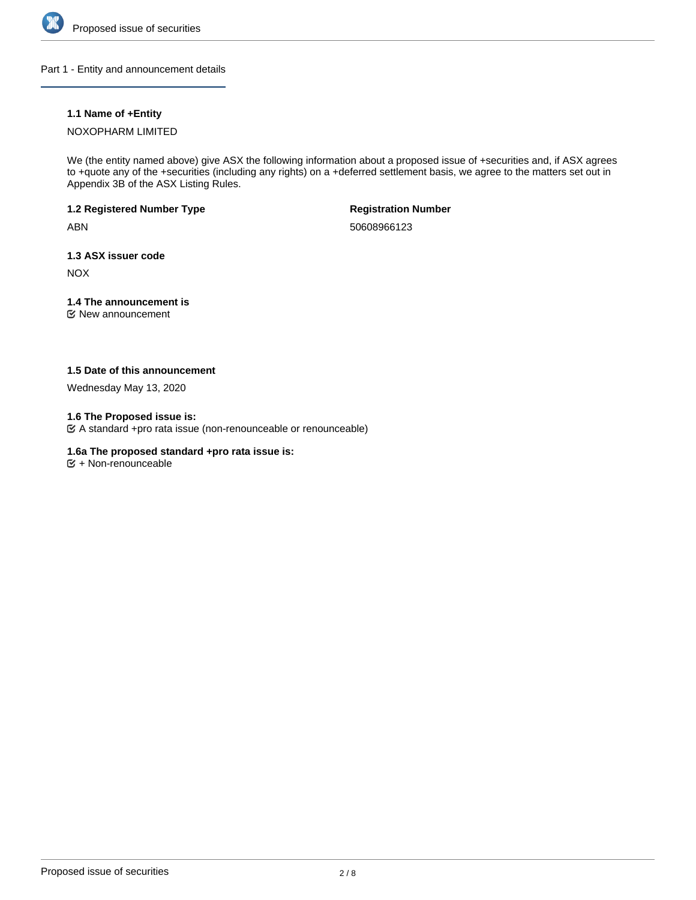## Part 1 - Entity and announcement details

**1.1 Name of +Entity**

NOXOPHARM LIMITED

We (the entity named above) give ASX the following information about a proposed issue of +securities and, if ASX agrees to +quote any of the +securities (including any rights) on a +deferred settlement basis, we agree to the matters set out in Appendix 3B of the ASX Listing Rules.

**1.2 Registered Number Type**

ABN

**Registration Number**

50608966123

**1.3 ASX issuer code**

NOX

**1.4 The announcement is**

New announcement

**1.5 Date of this announcement**

Wednesday May 13, 2020

**1.6 The Proposed issue is:**

A standard +pro rata issue (non-renounceable or renounceable)

**1.6a The proposed standard +pro rata issue is:**

+ Non-renounceable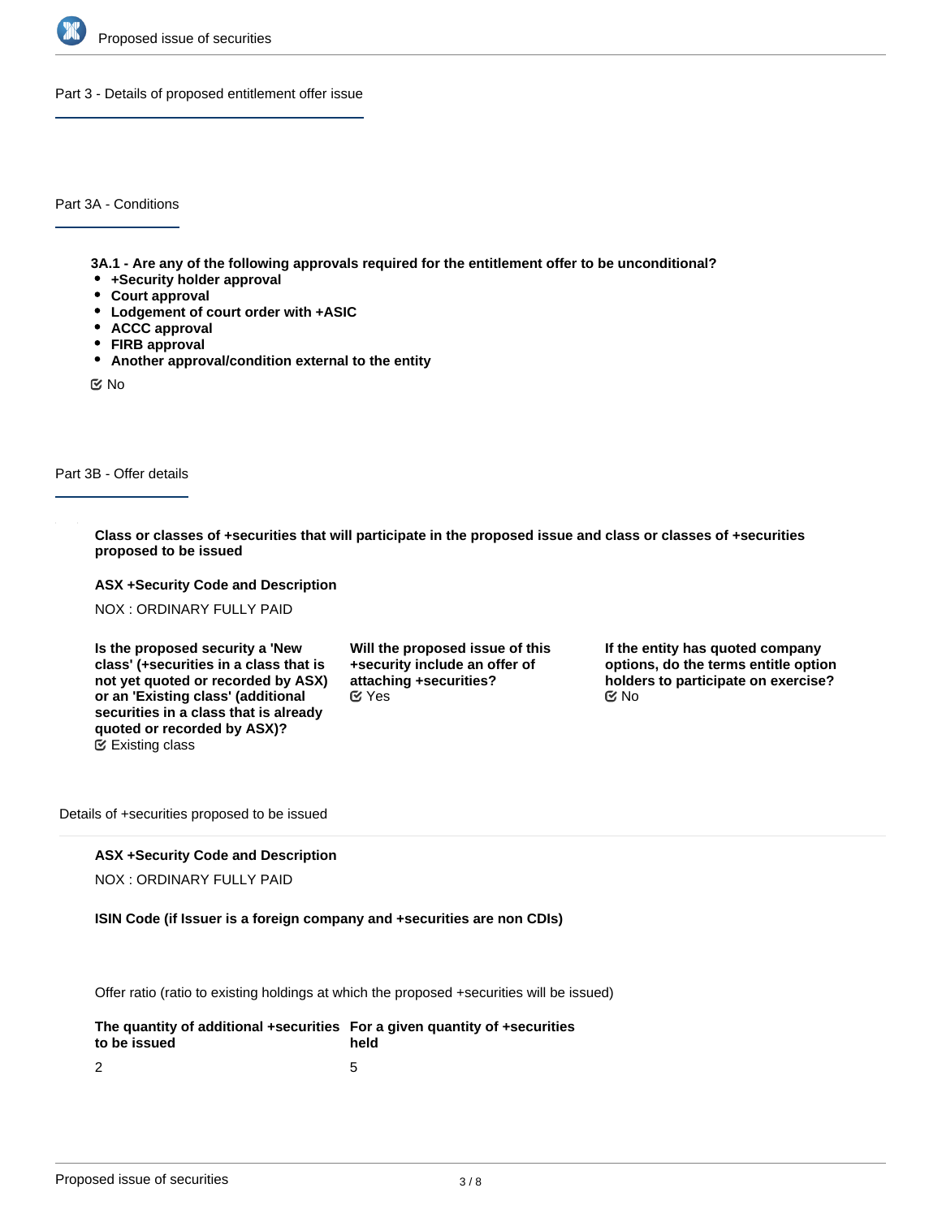## Part 3 - Details of proposed entitlement offer issue

### Part 3A - Conditions

**3A.1 - Are any of the following approvals required for the entitlement offer to be unconditional?**

- **+Security holder approval**
- **Court approval**
- **Lodgement of court order with +ASIC**
- **ACCC approval**
- **FIRB approval**
- **Another approval/condition external to the entity**

☑ No

### Part 3B - Offer details

**Class or classes of +securities that will participate in the proposed issue and class or classes of +securities proposed to be issued**

**ASX +Security Code and Description**

NOX : ORDINARY FULLY PAID

**Is the proposed security a 'New class' (+securities in a class that is not yet quoted or recorded by ASX) or an 'Existing class' (additional securities in a class that is already quoted or recorded by ASX)?**
☑ Existing class

**Will the proposed issue of this +security include an offer of attaching +securities?**
☑ Yes

**If the entity has quoted company options, do the terms entitle option holders to participate on exercise?**
☑ No

Details of +securities proposed to be issued

**ASX +Security Code and Description**

NOX : ORDINARY FULLY PAID

**ISIN Code (if Issuer is a foreign company and +securities are non CDIs)**

Offer ratio (ratio to existing holdings at which the proposed +securities will be issued)

| The quantity of additional +securities to be issued | For a given quantity of +securities held |
| --- | --- |
| 2 | 5 |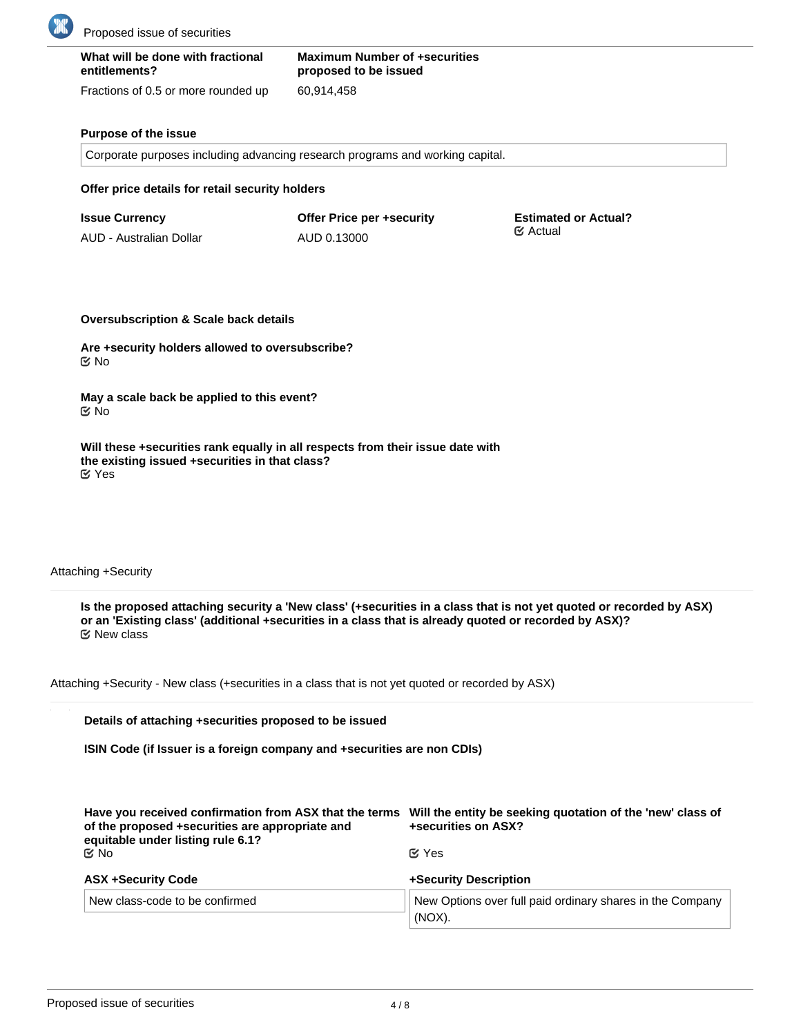| What will be done with fractional entitlements? | Maximum Number of +securities proposed to be issued |
|---|---|
| Fractions of 0.5 or more rounded up | 60,914,458 |

**Purpose of the issue**

Corporate purposes including advancing research programs and working capital.

**Offer price details for retail security holders**

| Issue Currency | Offer Price per +security | Estimated or Actual? |
|---|---|---|
| AUD - Australian Dollar | AUD 0.13000 | ☑ Actual |

**Oversubscription & Scale back details**

**Are +security holders allowed to oversubscribe?**
☑ No

**May a scale back be applied to this event?**
☑ No

**Will these +securities rank equally in all respects from their issue date with the existing issued +securities in that class?**
☑ Yes

Attaching +Security

**Is the proposed attaching security a 'New class' (+securities in a class that is not yet quoted or recorded by ASX) or an 'Existing class' (additional +securities in a class that is already quoted or recorded by ASX)?**
☑ New class

Attaching +Security - New class (+securities in a class that is not yet quoted or recorded by ASX)

**Details of attaching +securities proposed to be issued**

**ISIN Code (if Issuer is a foreign company and +securities are non CDIs)**

**Have you received confirmation from ASX that the terms of the proposed +securities are appropriate and equitable under listing rule 6.1?**
☑ No

**Will the entity be seeking quotation of the 'new' class of +securities on ASX?**
☑ Yes

| ASX +Security Code | +Security Description |
|---|---|
| New class-code to be confirmed | New Options over full paid ordinary shares in the Company (NOX). |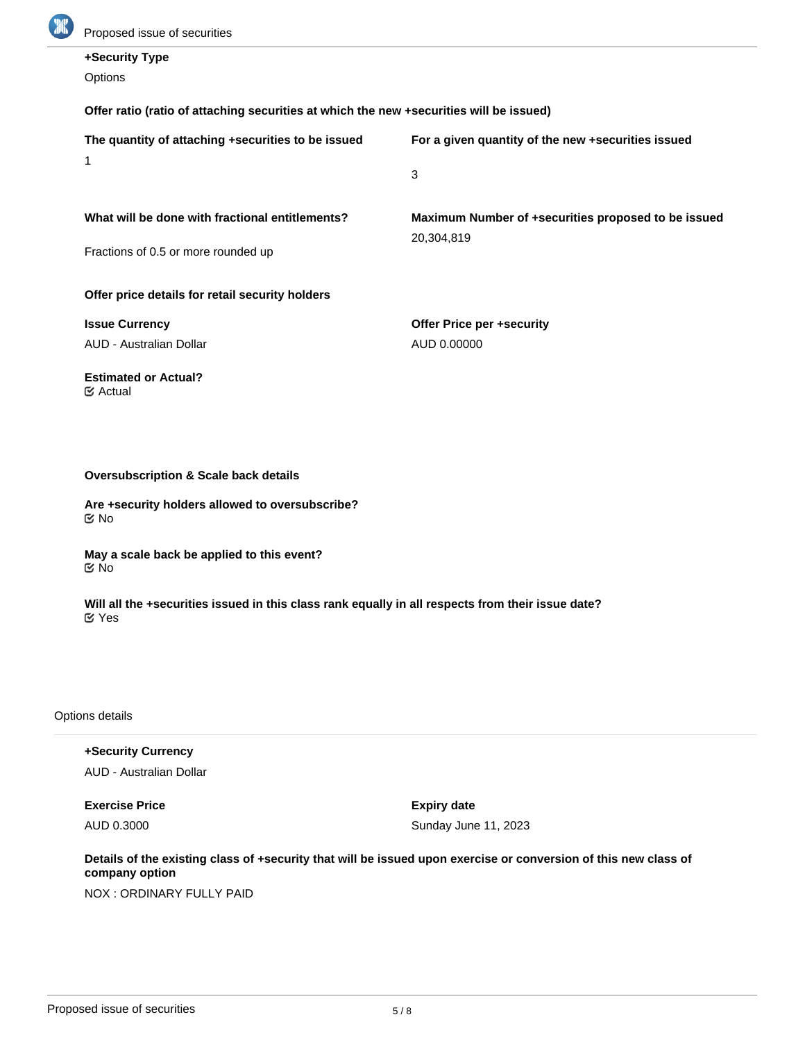**+Security Type**

Options

**Offer ratio (ratio of attaching securities at which the new +securities will be issued)**

**The quantity of attaching +securities to be issued**

1

**For a given quantity of the new +securities issued**

3

**What will be done with fractional entitlements?**

Fractions of 0.5 or more rounded up

**Maximum Number of +securities proposed to be issued**

20,304,819

**Offer price details for retail security holders**

**Issue Currency**

AUD - Australian Dollar

**Offer Price per +security**

AUD 0.00000

**Estimated or Actual?**

☑ Actual

**Oversubscription & Scale back details**

**Are +security holders allowed to oversubscribe?**

☑ No

**May a scale back be applied to this event?**

☑ No

**Will all the +securities issued in this class rank equally in all respects from their issue date?**

☑ Yes

Options details

**+Security Currency**

AUD - Australian Dollar

**Exercise Price**

AUD 0.3000

**Expiry date**

Sunday June 11, 2023

**Details of the existing class of +security that will be issued upon exercise or conversion of this new class of company option**

NOX : ORDINARY FULLY PAID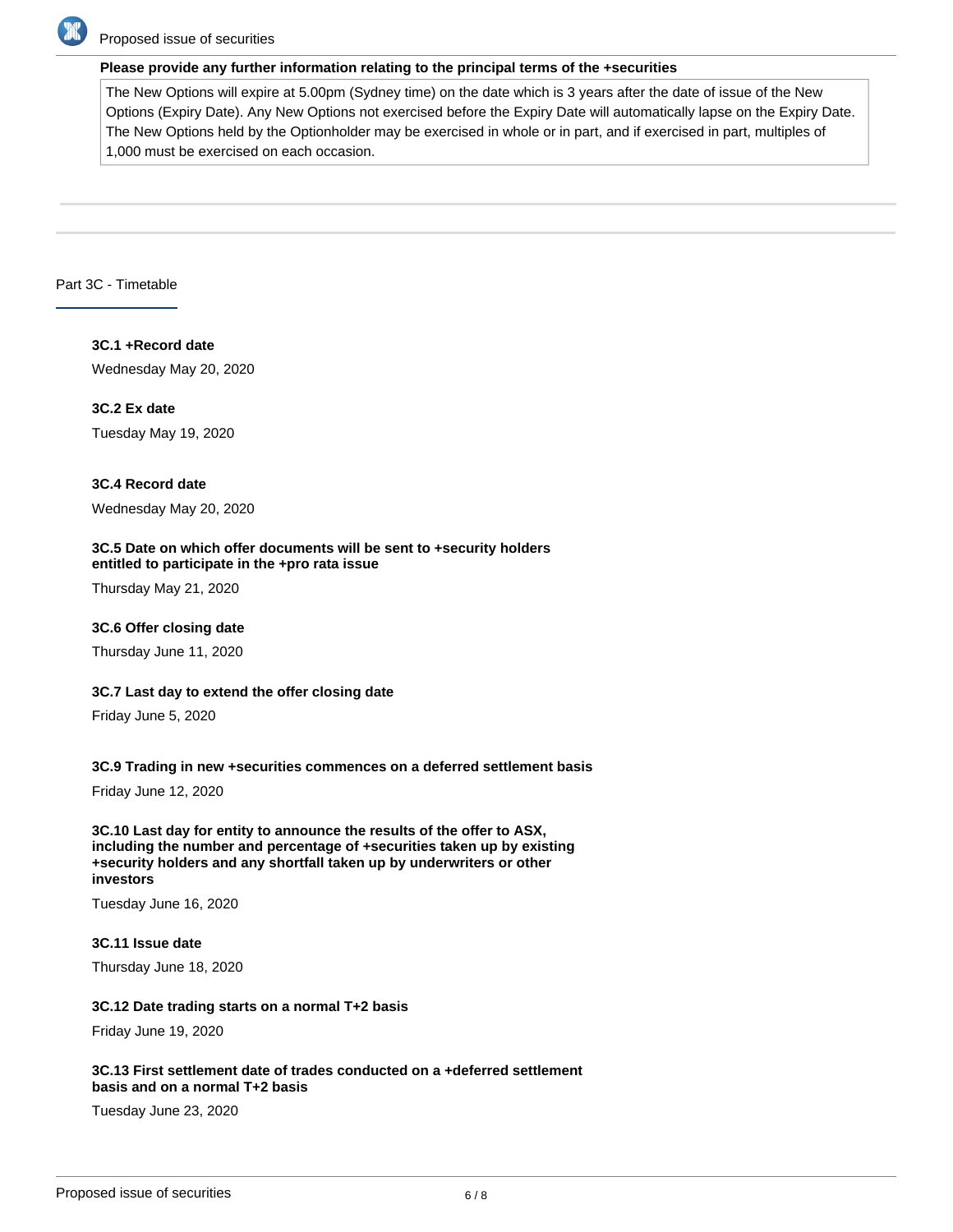**Please provide any further information relating to the principal terms of the +securities**

The New Options will expire at 5.00pm (Sydney time) on the date which is 3 years after the date of issue of the New Options (Expiry Date). Any New Options not exercised before the Expiry Date will automatically lapse on the Expiry Date. The New Options held by the Optionholder may be exercised in whole or in part, and if exercised in part, multiples of 1,000 must be exercised on each occasion.

## Part 3C - Timetable

**3C.1 +Record date**

Wednesday May 20, 2020

**3C.2 Ex date**

Tuesday May 19, 2020

**3C.4 Record date**

Wednesday May 20, 2020

**3C.5 Date on which offer documents will be sent to +security holders entitled to participate in the +pro rata issue**

Thursday May 21, 2020

**3C.6 Offer closing date**

Thursday June 11, 2020

**3C.7 Last day to extend the offer closing date**

Friday June 5, 2020

**3C.9 Trading in new +securities commences on a deferred settlement basis**

Friday June 12, 2020

**3C.10 Last day for entity to announce the results of the offer to ASX, including the number and percentage of +securities taken up by existing +security holders and any shortfall taken up by underwriters or other investors**

Tuesday June 16, 2020

**3C.11 Issue date**

Thursday June 18, 2020

**3C.12 Date trading starts on a normal T+2 basis**

Friday June 19, 2020

**3C.13 First settlement date of trades conducted on a +deferred settlement basis and on a normal T+2 basis**

Tuesday June 23, 2020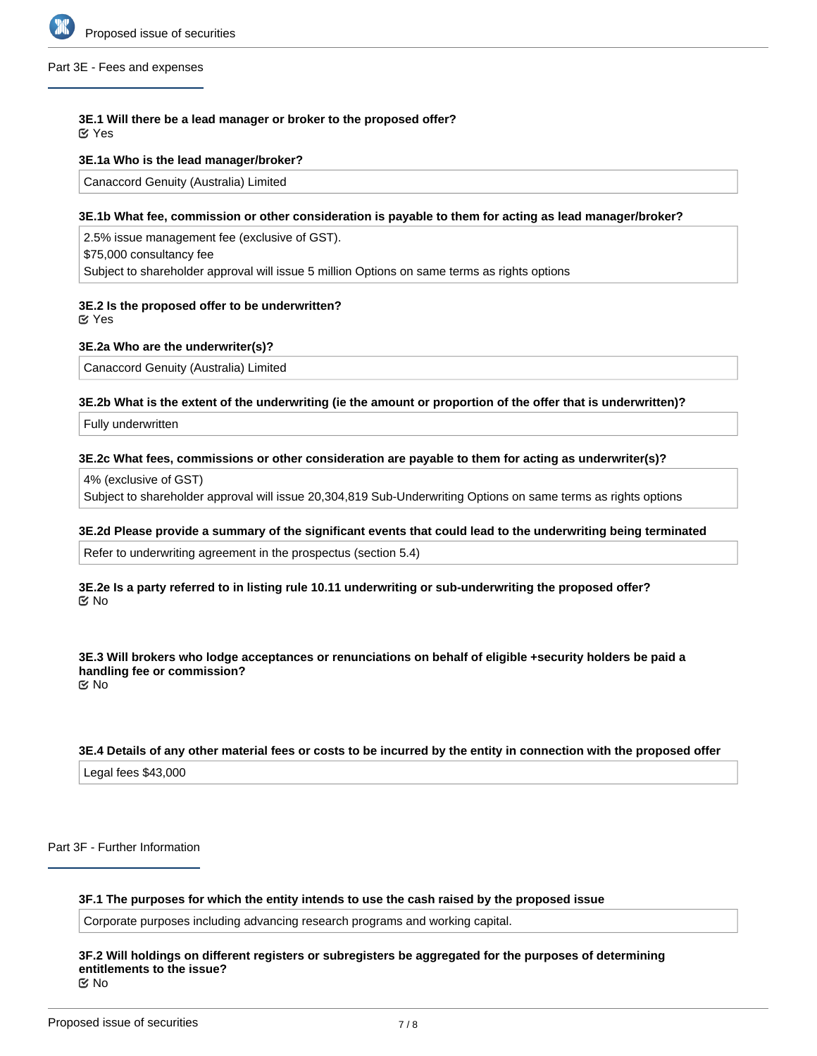## Part 3E - Fees and expenses

**3E.1 Will there be a lead manager or broker to the proposed offer?**

☑ Yes

**3E.1a Who is the lead manager/broker?**

Canaccord Genuity (Australia) Limited

**3E.1b What fee, commission or other consideration is payable to them for acting as lead manager/broker?**

2.5% issue management fee (exclusive of GST).
$75,000 consultancy fee
Subject to shareholder approval will issue 5 million Options on same terms as rights options

**3E.2 Is the proposed offer to be underwritten?**

☑ Yes

**3E.2a Who are the underwriter(s)?**

Canaccord Genuity (Australia) Limited

**3E.2b What is the extent of the underwriting (ie the amount or proportion of the offer that is underwritten)?**

Fully underwritten

**3E.2c What fees, commissions or other consideration are payable to them for acting as underwriter(s)?**

4% (exclusive of GST)
Subject to shareholder approval will issue 20,304,819 Sub-Underwriting Options on same terms as rights options

**3E.2d Please provide a summary of the significant events that could lead to the underwriting being terminated**

Refer to underwriting agreement in the prospectus (section 5.4)

**3E.2e Is a party referred to in listing rule 10.11 underwriting or sub-underwriting the proposed offer?**

☑ No

**3E.3 Will brokers who lodge acceptances or renunciations on behalf of eligible +security holders be paid a handling fee or commission?**

☑ No

**3E.4 Details of any other material fees or costs to be incurred by the entity in connection with the proposed offer**

Legal fees $43,000

## Part 3F - Further Information

**3F.1 The purposes for which the entity intends to use the cash raised by the proposed issue**

Corporate purposes including advancing research programs and working capital.

**3F.2 Will holdings on different registers or subregisters be aggregated for the purposes of determining entitlements to the issue?**

☑ No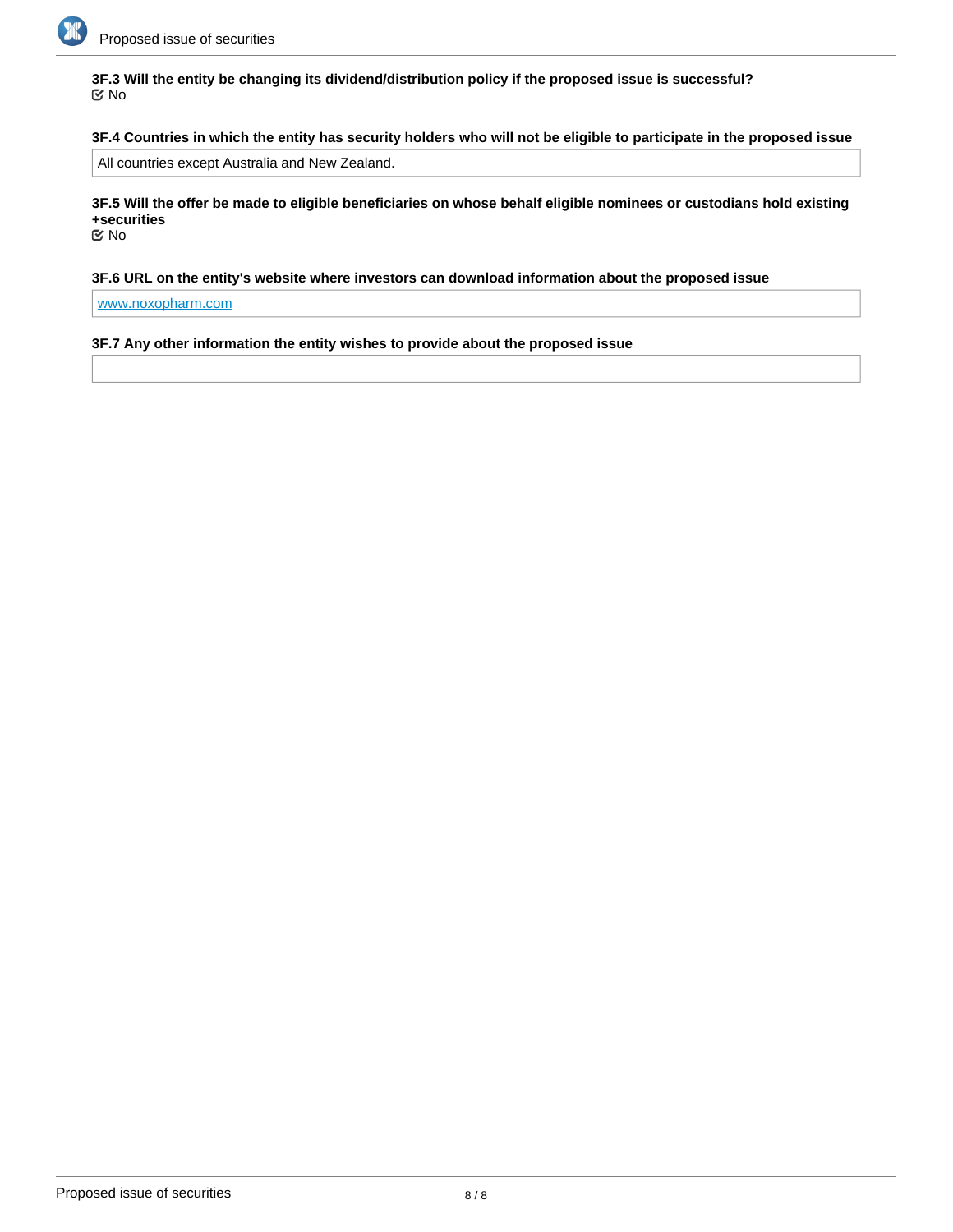**3F.3 Will the entity be changing its dividend/distribution policy if the proposed issue is successful?**
☑ No

**3F.4 Countries in which the entity has security holders who will not be eligible to participate in the proposed issue**

All countries except Australia and New Zealand.

**3F.5 Will the offer be made to eligible beneficiaries on whose behalf eligible nominees or custodians hold existing +securities**
☑ No

**3F.6 URL on the entity's website where investors can download information about the proposed issue**

www.noxopharm.com

**3F.7 Any other information the entity wishes to provide about the proposed issue**